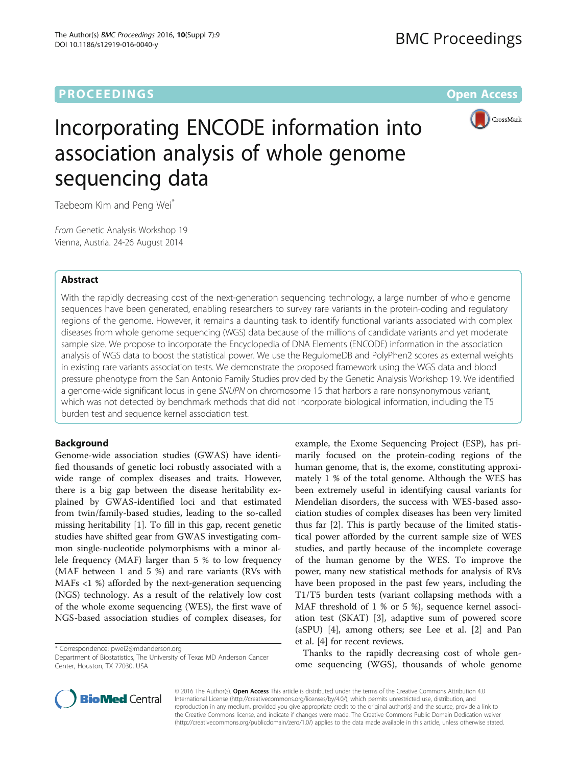# Incorporating ENCODE information into association analysis of whole genome sequencing data

Taebeom Kim and Peng Wei*

*From* Genetic Analysis Workshop 19
Vienna, Austria. 24-26 August 2014

## Abstract

With the rapidly decreasing cost of the next-generation sequencing technology, a large number of whole genome sequences have been generated, enabling researchers to survey rare variants in the protein-coding and regulatory regions of the genome. However, it remains a daunting task to identify functional variants associated with complex diseases from whole genome sequencing (WGS) data because of the millions of candidate variants and yet moderate sample size. We propose to incorporate the Encyclopedia of DNA Elements (ENCODE) information in the association analysis of WGS data to boost the statistical power. We use the RegulomeDB and PolyPhen2 scores as external weights in existing rare variants association tests. We demonstrate the proposed framework using the WGS data and blood pressure phenotype from the San Antonio Family Studies provided by the Genetic Analysis Workshop 19. We identified a genome-wide significant locus in gene *SNUPN* on chromosome 15 that harbors a rare nonsynonymous variant, which was not detected by benchmark methods that did not incorporate biological information, including the T5 burden test and sequence kernel association test.

## Background

Genome-wide association studies (GWAS) have identified thousands of genetic loci robustly associated with a wide range of complex diseases and traits. However, there is a big gap between the disease heritability explained by GWAS-identified loci and that estimated from twin/family-based studies, leading to the so-called missing heritability [1]. To fill in this gap, recent genetic studies have shifted gear from GWAS investigating common single-nucleotide polymorphisms with a minor allele frequency (MAF) larger than 5 % to low frequency (MAF between 1 and 5 %) and rare variants (RVs with MAFs <1 %) afforded by the next-generation sequencing (NGS) technology. As a result of the relatively low cost of the whole exome sequencing (WES), the first wave of NGS-based association studies of complex diseases, for example, the Exome Sequencing Project (ESP), has primarily focused on the protein-coding regions of the human genome, that is, the exome, constituting approximately 1 % of the total genome. Although the WES has been extremely useful in identifying causal variants for Mendelian disorders, the success with WES-based association studies of complex diseases has been very limited thus far [2]. This is partly because of the limited statistical power afforded by the current sample size of WES studies, and partly because of the incomplete coverage of the human genome by the WES. To improve the power, many new statistical methods for analysis of RVs have been proposed in the past few years, including the T1/T5 burden tests (variant collapsing methods with a MAF threshold of 1 % or 5 %), sequence kernel association test (SKAT) [3], adaptive sum of powered score (aSPU) [4], among others; see Lee et al. [2] and Pan et al. [4] for recent reviews.

Thanks to the rapidly decreasing cost of whole genome sequencing (WGS), thousands of whole genome

\* Correspondence: pwei2@mdanderson.org
Department of Biostatistics, The University of Texas MD Anderson Cancer Center, Houston, TX 77030, USA

© 2016 The Author(s). **Open Access** This article is distributed under the terms of the Creative Commons Attribution 4.0 International License (http://creativecommons.org/licenses/by/4.0/), which permits unrestricted use, distribution, and reproduction in any medium, provided you give appropriate credit to the original author(s) and the source, provide a link to the Creative Commons license, and indicate if changes were made. The Creative Commons Public Domain Dedication waiver (http://creativecommons.org/publicdomain/zero/1.0/) applies to the data made available in this article, unless otherwise stated.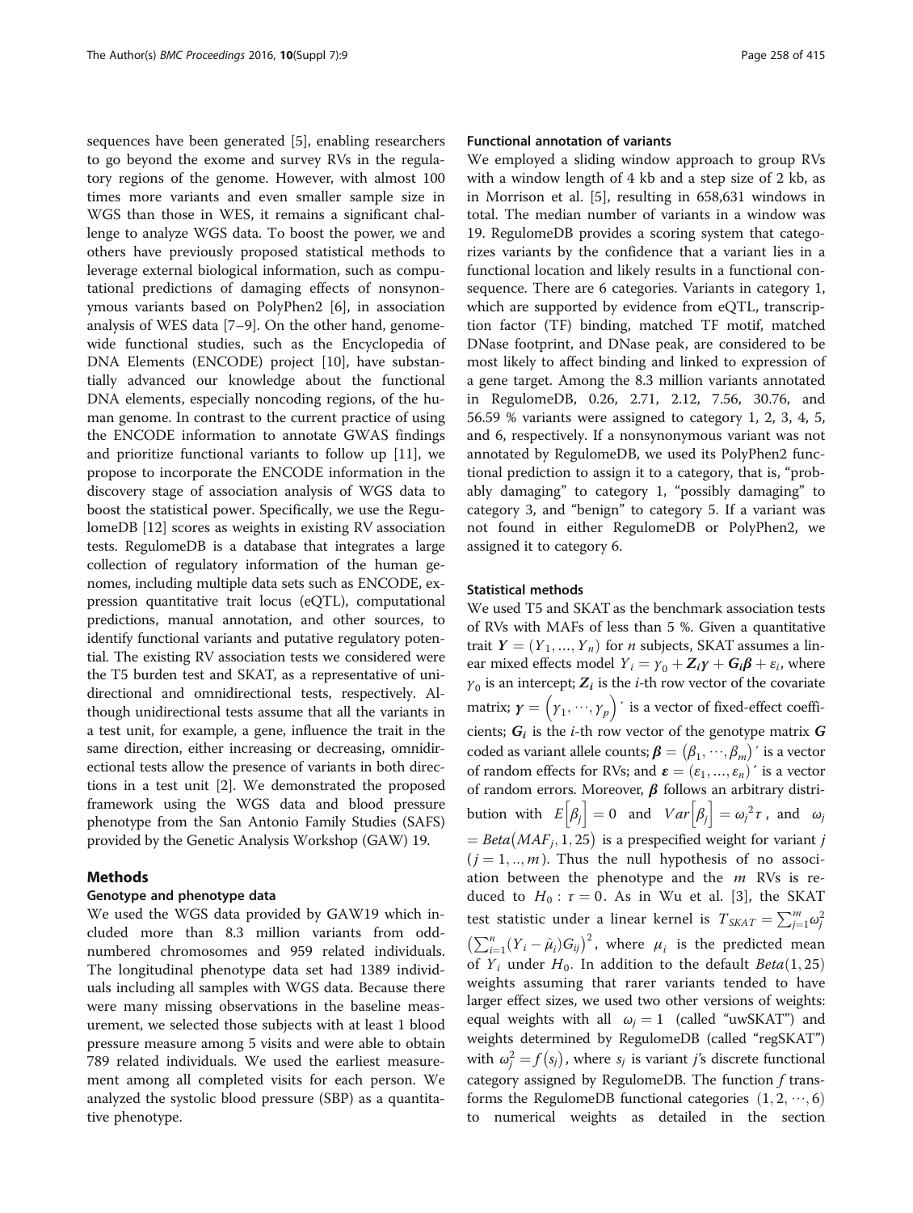sequences have been generated [5], enabling researchers to go beyond the exome and survey RVs in the regulatory regions of the genome. However, with almost 100 times more variants and even smaller sample size in WGS than those in WES, it remains a significant challenge to analyze WGS data. To boost the power, we and others have previously proposed statistical methods to leverage external biological information, such as computational predictions of damaging effects of nonsynonymous variants based on PolyPhen2 [6], in association analysis of WES data [7–9]. On the other hand, genome-wide functional studies, such as the Encyclopedia of DNA Elements (ENCODE) project [10], have substantially advanced our knowledge about the functional DNA elements, especially noncoding regions, of the human genome. In contrast to the current practice of using the ENCODE information to annotate GWAS findings and prioritize functional variants to follow up [11], we propose to incorporate the ENCODE information in the discovery stage of association analysis of WGS data to boost the statistical power. Specifically, we use the RegulomeDB [12] scores as weights in existing RV association tests. RegulomeDB is a database that integrates a large collection of regulatory information of the human genomes, including multiple data sets such as ENCODE, expression quantitative trait locus (eQTL), computational predictions, manual annotation, and other sources, to identify functional variants and putative regulatory potential. The existing RV association tests we considered were the T5 burden test and SKAT, as a representative of unidirectional and omnidirectional tests, respectively. Although unidirectional tests assume that all the variants in a test unit, for example, a gene, influence the trait in the same direction, either increasing or decreasing, omnidirectional tests allow the presence of variants in both directions in a test unit [2]. We demonstrated the proposed framework using the WGS data and blood pressure phenotype from the San Antonio Family Studies (SAFS) provided by the Genetic Analysis Workshop (GAW) 19.

## Methods

### Genotype and phenotype data

We used the WGS data provided by GAW19 which included more than 8.3 million variants from odd-numbered chromosomes and 959 related individuals. The longitudinal phenotype data set had 1389 individuals including all samples with WGS data. Because there were many missing observations in the baseline measurement, we selected those subjects with at least 1 blood pressure measure among 5 visits and were able to obtain 789 related individuals. We used the earliest measurement among all completed visits for each person. We analyzed the systolic blood pressure (SBP) as a quantitative phenotype.

### Functional annotation of variants

We employed a sliding window approach to group RVs with a window length of 4 kb and a step size of 2 kb, as in Morrison et al. [5], resulting in 658,631 windows in total. The median number of variants in a window was 19. RegulomeDB provides a scoring system that categorizes variants by the confidence that a variant lies in a functional location and likely results in a functional consequence. There are 6 categories. Variants in category 1, which are supported by evidence from eQTL, transcription factor (TF) binding, matched TF motif, matched DNase footprint, and DNase peak, are considered to be most likely to affect binding and linked to expression of a gene target. Among the 8.3 million variants annotated in RegulomeDB, 0.26, 2.71, 2.12, 7.56, 30.76, and 56.59 % variants were assigned to category 1, 2, 3, 4, 5, and 6, respectively. If a nonsynonymous variant was not annotated by RegulomeDB, we used its PolyPhen2 functional prediction to assign it to a category, that is, "probably damaging" to category 1, "possibly damaging" to category 3, and "benign" to category 5. If a variant was not found in either RegulomeDB or PolyPhen2, we assigned it to category 6.

### Statistical methods

We used T5 and SKAT as the benchmark association tests of RVs with MAFs of less than 5 %. Given a quantitative trait $\boldsymbol{Y} = (Y_1, \ldots, Y_n)$ for $n$ subjects, SKAT assumes a linear mixed effects model $Y_i = \gamma_0 + \boldsymbol{Z}_i\boldsymbol{\gamma} + \boldsymbol{G}_i\boldsymbol{\beta} + \varepsilon_i$, where $\gamma_0$ is an intercept; $\boldsymbol{Z}_i$ is the $i$-th row vector of the covariate matrix; $\boldsymbol{\gamma} = \left(\gamma_1, \cdots, \gamma_p\right)'$ is a vector of fixed-effect coefficients; $\boldsymbol{G}_i$ is the $i$-th row vector of the genotype matrix $\boldsymbol{G}$ coded as variant allele counts; $\boldsymbol{\beta} = \left(\beta_1, \cdots, \beta_m\right)'$ is a vector of random effects for RVs; and $\boldsymbol{\varepsilon} = (\varepsilon_1, \ldots, \varepsilon_n)'$ is a vector of random errors. Moreover, $\boldsymbol{\beta}$ follows an arbitrary distribution with $E\left[\beta_j\right] = 0$ and $Var\left[\beta_j\right] = \omega_j^2\tau$, and $\omega_j = Beta\left(MAF_j, 1, 25\right)$ is a prespecified weight for variant $j$ $(j = 1, .., m)$. Thus the null hypothesis of no association between the phenotype and the $m$ RVs is reduced to $H_0 : \tau = 0$. As in Wu et al. [3], the SKAT test statistic under a linear kernel is $T_{SKAT} = \sum_{j=1}^{m}\omega_j^2\left(\sum_{i=1}^{n}(Y_i - \hat{\mu}_i)G_{ij}\right)^2$, where $\mu_i$ is the predicted mean of $Y_i$ under $H_0$. In addition to the default $Beta(1, 25)$ weights assuming that rarer variants tended to have larger effect sizes, we used two other versions of weights: equal weights with all $\omega_j = 1$ (called "uwSKAT") and weights determined by RegulomeDB (called "regSKAT") with $\omega_j^2 = f\left(s_j\right)$, where $s_j$ is variant $j$'s discrete functional category assigned by RegulomeDB. The function $f$ transforms the RegulomeDB functional categories $(1, 2, \cdots, 6)$ to numerical weights as detailed in the section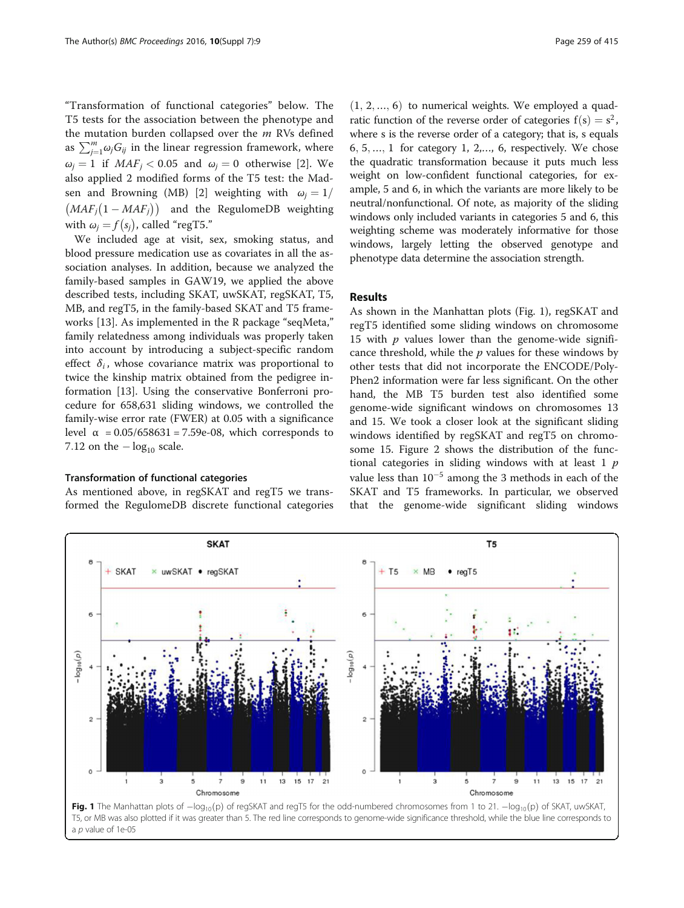"Transformation of functional categories" below. The T5 tests for the association between the phenotype and the mutation burden collapsed over the $m$ RVs defined as $\sum_{j=1}^{m}\omega_j G_{ij}$ in the linear regression framework, where $\omega_j = 1$ if $MAF_j < 0.05$ and $\omega_j = 0$ otherwise [2]. We also applied 2 modified forms of the T5 test: the Madsen and Browning (MB) [2] weighting with $\omega_j = 1/(MAF_j(1 - MAF_j))$ and the RegulomeDB weighting with $\omega_j = f(s_j)$, called "regT5."

We included age at visit, sex, smoking status, and blood pressure medication use as covariates in all the association analyses. In addition, because we analyzed the family-based samples in GAW19, we applied the above described tests, including SKAT, uwSKAT, regSKAT, T5, MB, and regT5, in the family-based SKAT and T5 frameworks [13]. As implemented in the R package "seqMeta," family relatedness among individuals was properly taken into account by introducing a subject-specific random effect $\delta_i$, whose covariance matrix was proportional to twice the kinship matrix obtained from the pedigree information [13]. Using the conservative Bonferroni procedure for 658,631 sliding windows, we controlled the family-wise error rate (FWER) at 0.05 with a significance level $\alpha = 0.05/658631 = 7.59\text{e-}08$, which corresponds to 7.12 on the $-\log_{10}$ scale.

### Transformation of functional categories

As mentioned above, in regSKAT and regT5 we transformed the RegulomeDB discrete functional categories $(1, 2, \ldots, 6)$ to numerical weights. We employed a quadratic function of the reverse order of categories $f(s) = s^2$, where s is the reverse order of a category; that is, s equals $6, 5, \ldots, 1$ for category $1, 2, \ldots, 6$, respectively. We chose the quadratic transformation because it puts much less weight on low-confident functional categories, for example, 5 and 6, in which the variants are more likely to be neutral/nonfunctional. Of note, as majority of the sliding windows only included variants in categories 5 and 6, this weighting scheme was moderately informative for those windows, largely letting the observed genotype and phenotype data determine the association strength.

## Results

As shown in the Manhattan plots (Fig. 1), regSKAT and regT5 identified some sliding windows on chromosome 15 with $p$ values lower than the genome-wide significance threshold, while the $p$ values for these windows by other tests that did not incorporate the ENCODE/PolyPhen2 information were far less significant. On the other hand, the MB T5 burden test also identified some genome-wide significant windows on chromosomes 13 and 15. We took a closer look at the significant sliding windows identified by regSKAT and regT5 on chromosome 15. Figure 2 shows the distribution of the functional categories in sliding windows with at least 1 $p$ value less than $10^{-5}$ among the 3 methods in each of the SKAT and T5 frameworks. In particular, we observed that the genome-wide significant sliding windows

**Fig. 1** The Manhattan plots of $-\log_{10}(p)$ of regSKAT and regT5 for the odd-numbered chromosomes from 1 to 21. $-\log_{10}(p)$ of SKAT, uwSKAT, T5, or MB was also plotted if it was greater than 5. The red line corresponds to genome-wide significance threshold, while the blue line corresponds to a $p$ value of 1e-05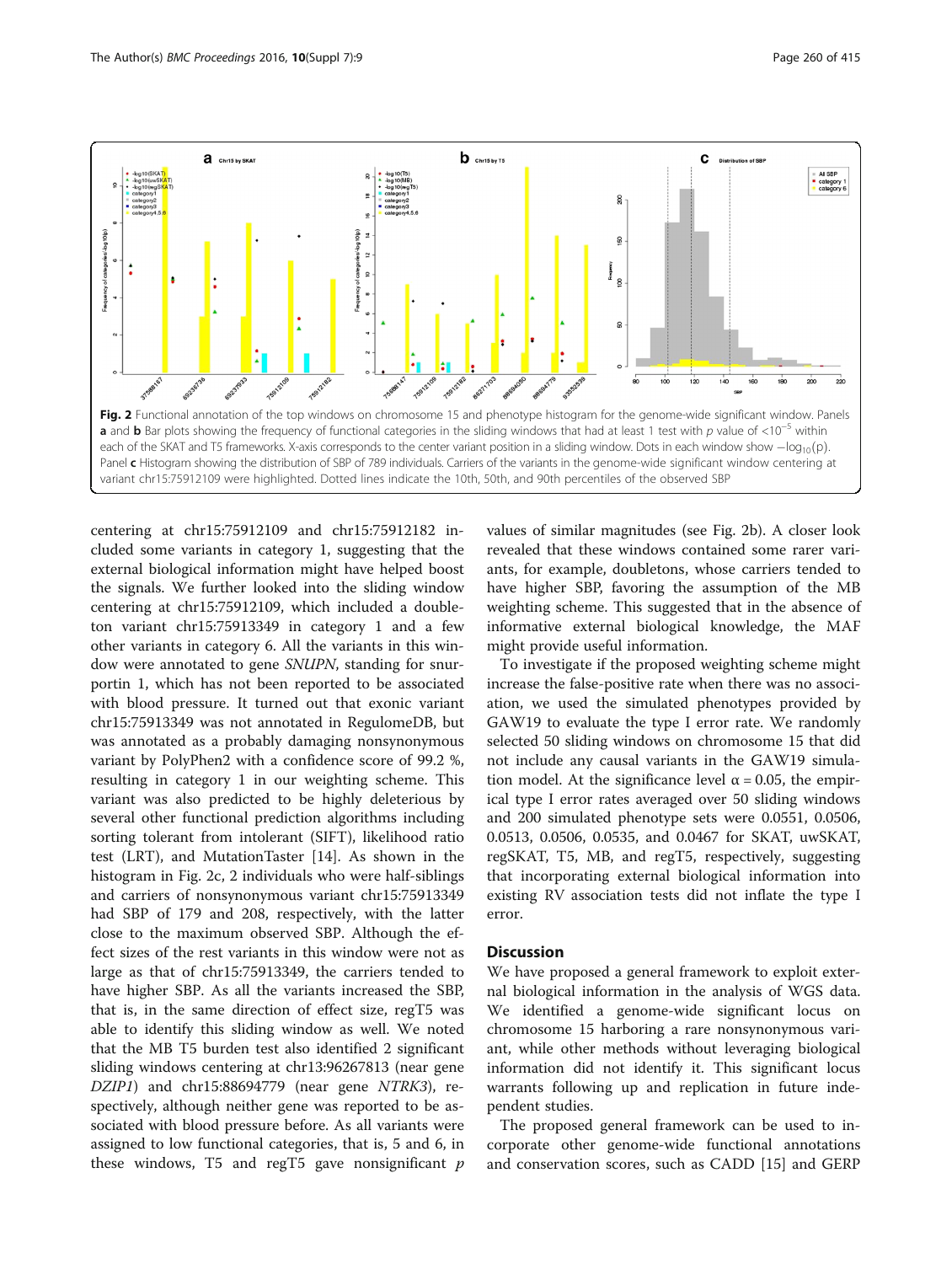Fig. 2 Functional annotation of the top windows on chromosome 15 and phenotype histogram for the genome-wide significant window. Panels **a** and **b** Bar plots showing the frequency of functional categories in the sliding windows that had at least 1 test with $p$ value of $<10^{-5}$ within each of the SKAT and T5 frameworks. X-axis corresponds to the center variant position in a sliding window. Dots in each window show $-\log_{10}(p)$. Panel **c** Histogram showing the distribution of SBP of 789 individuals. Carriers of the variants in the genome-wide significant window centering at variant chr15:75912109 were highlighted. Dotted lines indicate the 10th, 50th, and 90th percentiles of the observed SBP

centering at chr15:75912109 and chr15:75912182 included some variants in category 1, suggesting that the external biological information might have helped boost the signals. We further looked into the sliding window centering at chr15:75912109, which included a doubleton variant chr15:75913349 in category 1 and a few other variants in category 6. All the variants in this window were annotated to gene *SNUPN*, standing for snurportin 1, which has not been reported to be associated with blood pressure. It turned out that exonic variant chr15:75913349 was not annotated in RegulomeDB, but was annotated as a probably damaging nonsynonymous variant by PolyPhen2 with a confidence score of 99.2 %, resulting in category 1 in our weighting scheme. This variant was also predicted to be highly deleterious by several other functional prediction algorithms including sorting tolerant from intolerant (SIFT), likelihood ratio test (LRT), and MutationTaster [14]. As shown in the histogram in Fig. 2c, 2 individuals who were half-siblings and carriers of nonsynonymous variant chr15:75913349 had SBP of 179 and 208, respectively, with the latter close to the maximum observed SBP. Although the effect sizes of the rest variants in this window were not as large as that of chr15:75913349, the carriers tended to have higher SBP. As all the variants increased the SBP, that is, in the same direction of effect size, regT5 was able to identify this sliding window as well. We noted that the MB T5 burden test also identified 2 significant sliding windows centering at chr13:96267813 (near gene *DZIP1*) and chr15:88694779 (near gene *NTRK3*), respectively, although neither gene was reported to be associated with blood pressure before. As all variants were assigned to low functional categories, that is, 5 and 6, in these windows, T5 and regT5 gave nonsignificant $p$ values of similar magnitudes (see Fig. 2b). A closer look revealed that these windows contained some rarer variants, for example, doubletons, whose carriers tended to have higher SBP, favoring the assumption of the MB weighting scheme. This suggested that in the absence of informative external biological knowledge, the MAF might provide useful information.

To investigate if the proposed weighting scheme might increase the false-positive rate when there was no association, we used the simulated phenotypes provided by GAW19 to evaluate the type I error rate. We randomly selected 50 sliding windows on chromosome 15 that did not include any causal variants in the GAW19 simulation model. At the significance level $\alpha = 0.05$, the empirical type I error rates averaged over 50 sliding windows and 200 simulated phenotype sets were 0.0551, 0.0506, 0.0513, 0.0506, 0.0535, and 0.0467 for SKAT, uwSKAT, regSKAT, T5, MB, and regT5, respectively, suggesting that incorporating external biological information into existing RV association tests did not inflate the type I error.

## Discussion

We have proposed a general framework to exploit external biological information in the analysis of WGS data. We identified a genome-wide significant locus on chromosome 15 harboring a rare nonsynonymous variant, while other methods without leveraging biological information did not identify it. This significant locus warrants following up and replication in future independent studies.

The proposed general framework can be used to incorporate other genome-wide functional annotations and conservation scores, such as CADD [15] and GERP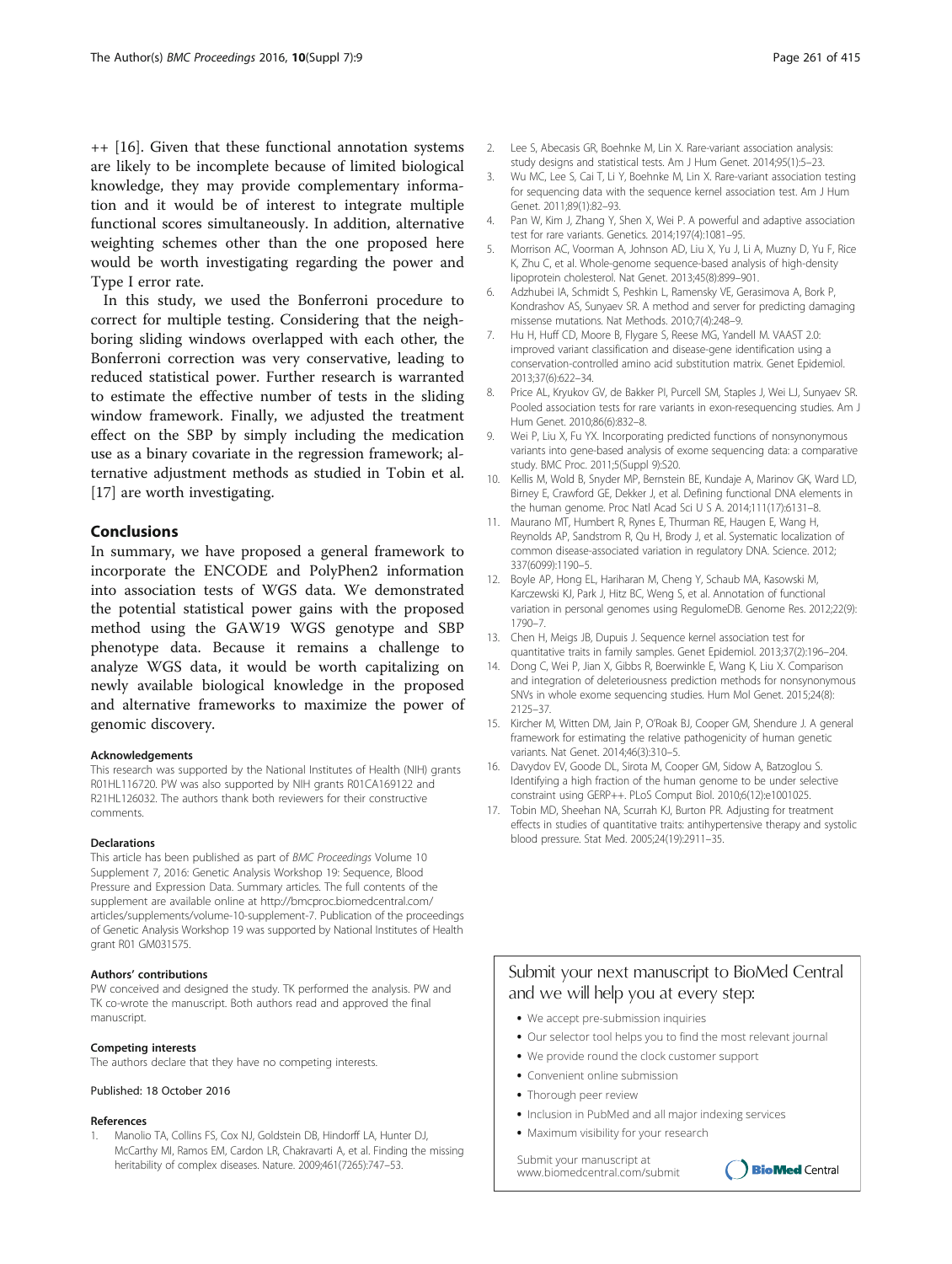++ [16]. Given that these functional annotation systems are likely to be incomplete because of limited biological knowledge, they may provide complementary information and it would be of interest to integrate multiple functional scores simultaneously. In addition, alternative weighting schemes other than the one proposed here would be worth investigating regarding the power and Type I error rate.

In this study, we used the Bonferroni procedure to correct for multiple testing. Considering that the neighboring sliding windows overlapped with each other, the Bonferroni correction was very conservative, leading to reduced statistical power. Further research is warranted to estimate the effective number of tests in the sliding window framework. Finally, we adjusted the treatment effect on the SBP by simply including the medication use as a binary covariate in the regression framework; alternative adjustment methods as studied in Tobin et al. [17] are worth investigating.

## Conclusions

In summary, we have proposed a general framework to incorporate the ENCODE and PolyPhen2 information into association tests of WGS data. We demonstrated the potential statistical power gains with the proposed method using the GAW19 WGS genotype and SBP phenotype data. Because it remains a challenge to analyze WGS data, it would be worth capitalizing on newly available biological knowledge in the proposed and alternative frameworks to maximize the power of genomic discovery.

#### Acknowledgements

This research was supported by the National Institutes of Health (NIH) grants R01HL116720. PW was also supported by NIH grants R01CA169122 and R21HL126032. The authors thank both reviewers for their constructive comments.

#### Declarations

This article has been published as part of *BMC Proceedings* Volume 10 Supplement 7, 2016: Genetic Analysis Workshop 19: Sequence, Blood Pressure and Expression Data. Summary articles. The full contents of the supplement are available online at http://bmcproc.biomedcentral.com/articles/supplements/volume-10-supplement-7. Publication of the proceedings of Genetic Analysis Workshop 19 was supported by National Institutes of Health grant R01 GM031575.

#### Authors' contributions

PW conceived and designed the study. TK performed the analysis. PW and TK co-wrote the manuscript. Both authors read and approved the final manuscript.

#### Competing interests

The authors declare that they have no competing interests.

Published: 18 October 2016

#### References

1. Manolio TA, Collins FS, Cox NJ, Goldstein DB, Hindorff LA, Hunter DJ, McCarthy MI, Ramos EM, Cardon LR, Chakravarti A, et al. Finding the missing heritability of complex diseases. Nature. 2009;461(7265):747–53.
2. Lee S, Abecasis GR, Boehnke M, Lin X. Rare-variant association analysis: study designs and statistical tests. Am J Hum Genet. 2014;95(1):5–23.
3. Wu MC, Lee S, Cai T, Li Y, Boehnke M, Lin X. Rare-variant association testing for sequencing data with the sequence kernel association test. Am J Hum Genet. 2011;89(1):82–93.
4. Pan W, Kim J, Zhang Y, Shen X, Wei P. A powerful and adaptive association test for rare variants. Genetics. 2014;197(4):1081–95.
5. Morrison AC, Voorman A, Johnson AD, Liu X, Yu J, Li A, Muzny D, Yu F, Rice K, Zhu C, et al. Whole-genome sequence-based analysis of high-density lipoprotein cholesterol. Nat Genet. 2013;45(8):899–901.
6. Adzhubei IA, Schmidt S, Peshkin L, Ramensky VE, Gerasimova A, Bork P, Kondrashov AS, Sunyaev SR. A method and server for predicting damaging missense mutations. Nat Methods. 2010;7(4):248–9.
7. Hu H, Huff CD, Moore B, Flygare S, Reese MG, Yandell M. VAAST 2.0: improved variant classification and disease-gene identification using a conservation-controlled amino acid substitution matrix. Genet Epidemiol. 2013;37(6):622–34.
8. Price AL, Kryukov GV, de Bakker PI, Purcell SM, Staples J, Wei LJ, Sunyaev SR. Pooled association tests for rare variants in exon-resequencing studies. Am J Hum Genet. 2010;86(6):832–8.
9. Wei P, Liu X, Fu YX. Incorporating predicted functions of nonsynonymous variants into gene-based analysis of exome sequencing data: a comparative study. BMC Proc. 2011;5(Suppl 9):S20.
10. Kellis M, Wold B, Snyder MP, Bernstein BE, Kundaje A, Marinov GK, Ward LD, Birney E, Crawford GE, Dekker J, et al. Defining functional DNA elements in the human genome. Proc Natl Acad Sci U S A. 2014;111(17):6131–8.
11. Maurano MT, Humbert R, Rynes E, Thurman RE, Haugen E, Wang H, Reynolds AP, Sandstrom R, Qu H, Brody J, et al. Systematic localization of common disease-associated variation in regulatory DNA. Science. 2012; 337(6099):1190–5.
12. Boyle AP, Hong EL, Hariharan M, Cheng Y, Schaub MA, Kasowski M, Karczewski KJ, Park J, Hitz BC, Weng S, et al. Annotation of functional variation in personal genomes using RegulomeDB. Genome Res. 2012;22(9): 1790–7.
13. Chen H, Meigs JB, Dupuis J. Sequence kernel association test for quantitative traits in family samples. Genet Epidemiol. 2013;37(2):196–204.
14. Dong C, Wei P, Jian X, Gibbs R, Boerwinkle E, Wang K, Liu X. Comparison and integration of deleteriousness prediction methods for nonsynonymous SNVs in whole exome sequencing studies. Hum Mol Genet. 2015;24(8): 2125–37.
15. Kircher M, Witten DM, Jain P, O'Roak BJ, Cooper GM, Shendure J. A general framework for estimating the relative pathogenicity of human genetic variants. Nat Genet. 2014;46(3):310–5.
16. Davydov EV, Goode DL, Sirota M, Cooper GM, Sidow A, Batzoglou S. Identifying a high fraction of the human genome to be under selective constraint using GERP++. PLoS Comput Biol. 2010;6(12):e1001025.
17. Tobin MD, Sheehan NA, Scurrah KJ, Burton PR. Adjusting for treatment effects in studies of quantitative traits: antihypertensive therapy and systolic blood pressure. Stat Med. 2005;24(19):2911–35.